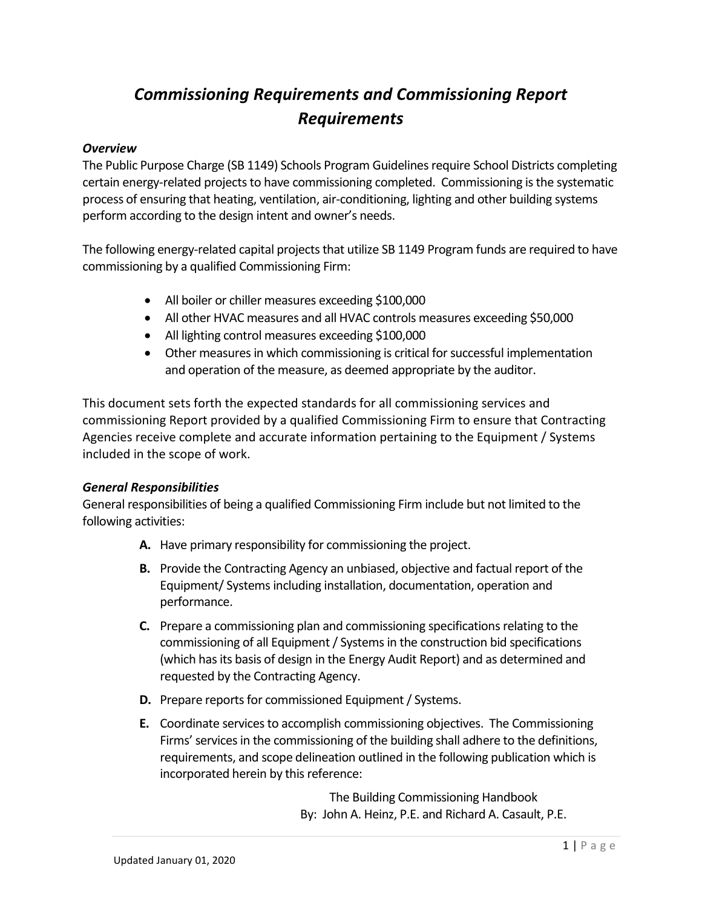# *Commissioning Requirements and Commissioning Report Requirements*

### *Overview*

The Public Purpose Charge (SB 1149) Schools Program Guidelines require School Districts completing certain energy-related projects to have commissioning completed. Commissioning is the systematic process of ensuring that heating, ventilation, air-conditioning, lighting and other building systems perform according to the design intent and owner's needs.

The following energy-related capital projects that utilize SB 1149 Program funds are required to have commissioning by a qualified Commissioning Firm:

- All boiler or chiller measures exceeding $100,000
- All other HVAC measures and all HVAC controls measures exceeding $50,000
- All lighting control measures exceeding $100,000
- Other measures in which commissioning is critical for successful implementation and operation of the measure, as deemed appropriate by the auditor.

This document sets forth the expected standards for all commissioning services and commissioning Report provided by a qualified Commissioning Firm to ensure that Contracting Agencies receive complete and accurate information pertaining to the Equipment / Systems included in the scope of work.

### *General Responsibilities*

General responsibilities of being a qualified Commissioning Firm include but not limited to the following activities:

**A.** Have primary responsibility for commissioning the project.

**B.** Provide the Contracting Agency an unbiased, objective and factual report of the Equipment/ Systems including installation, documentation, operation and performance.

**C.** Prepare a commissioning plan and commissioning specifications relating to the commissioning of all Equipment / Systems in the construction bid specifications (which has its basis of design in the Energy Audit Report) and as determined and requested by the Contracting Agency.

**D.** Prepare reports for commissioned Equipment / Systems.

**E.** Coordinate services to accomplish commissioning objectives. The Commissioning Firms' services in the commissioning of the building shall adhere to the definitions, requirements, and scope delineation outlined in the following publication which is incorporated herein by this reference:

The Building Commissioning Handbook
By: John A. Heinz, P.E. and Richard A. Casault, P.E.

Updated January 01, 2020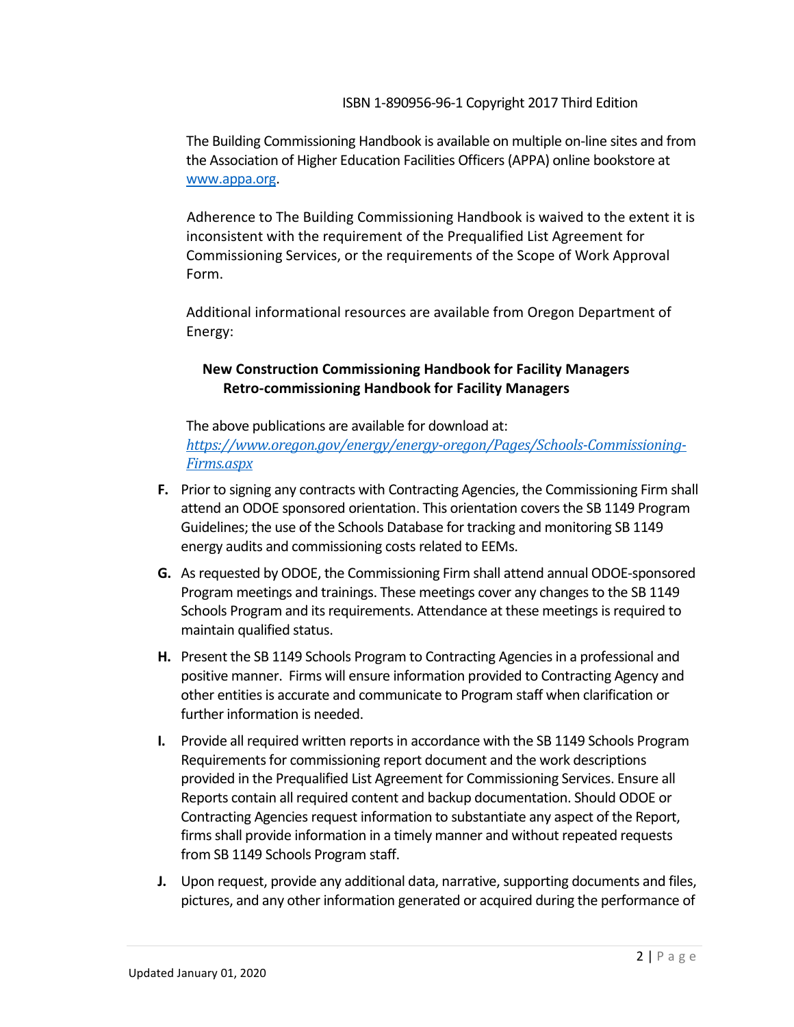ISBN 1-890956-96-1 Copyright 2017 Third Edition

The Building Commissioning Handbook is available on multiple on-line sites and from the Association of Higher Education Facilities Officers (APPA) online bookstore at [www.appa.org](http://www.appa.org).

Adherence to The Building Commissioning Handbook is waived to the extent it is inconsistent with the requirement of the Prequalified List Agreement for Commissioning Services, or the requirements of the Scope of Work Approval Form.

Additional informational resources are available from Oregon Department of Energy:

**New Construction Commissioning Handbook for Facility Managers**
**Retro-commissioning Handbook for Facility Managers**

The above publications are available for download at: *[https://www.oregon.gov/energy/energy-oregon/Pages/Schools-Commissioning-Firms.aspx](https://www.oregon.gov/energy/energy-oregon/Pages/Schools-Commissioning-Firms.aspx)*

**F.** Prior to signing any contracts with Contracting Agencies, the Commissioning Firm shall attend an ODOE sponsored orientation. This orientation covers the SB 1149 Program Guidelines; the use of the Schools Database for tracking and monitoring SB 1149 energy audits and commissioning costs related to EEMs.

**G.** As requested by ODOE, the Commissioning Firm shall attend annual ODOE-sponsored Program meetings and trainings. These meetings cover any changes to the SB 1149 Schools Program and its requirements. Attendance at these meetings is required to maintain qualified status.

**H.** Present the SB 1149 Schools Program to Contracting Agencies in a professional and positive manner. Firms will ensure information provided to Contracting Agency and other entities is accurate and communicate to Program staff when clarification or further information is needed.

**I.** Provide all required written reports in accordance with the SB 1149 Schools Program Requirements for commissioning report document and the work descriptions provided in the Prequalified List Agreement for Commissioning Services. Ensure all Reports contain all required content and backup documentation. Should ODOE or Contracting Agencies request information to substantiate any aspect of the Report, firms shall provide information in a timely manner and without repeated requests from SB 1149 Schools Program staff.

**J.** Upon request, provide any additional data, narrative, supporting documents and files, pictures, and any other information generated or acquired during the performance of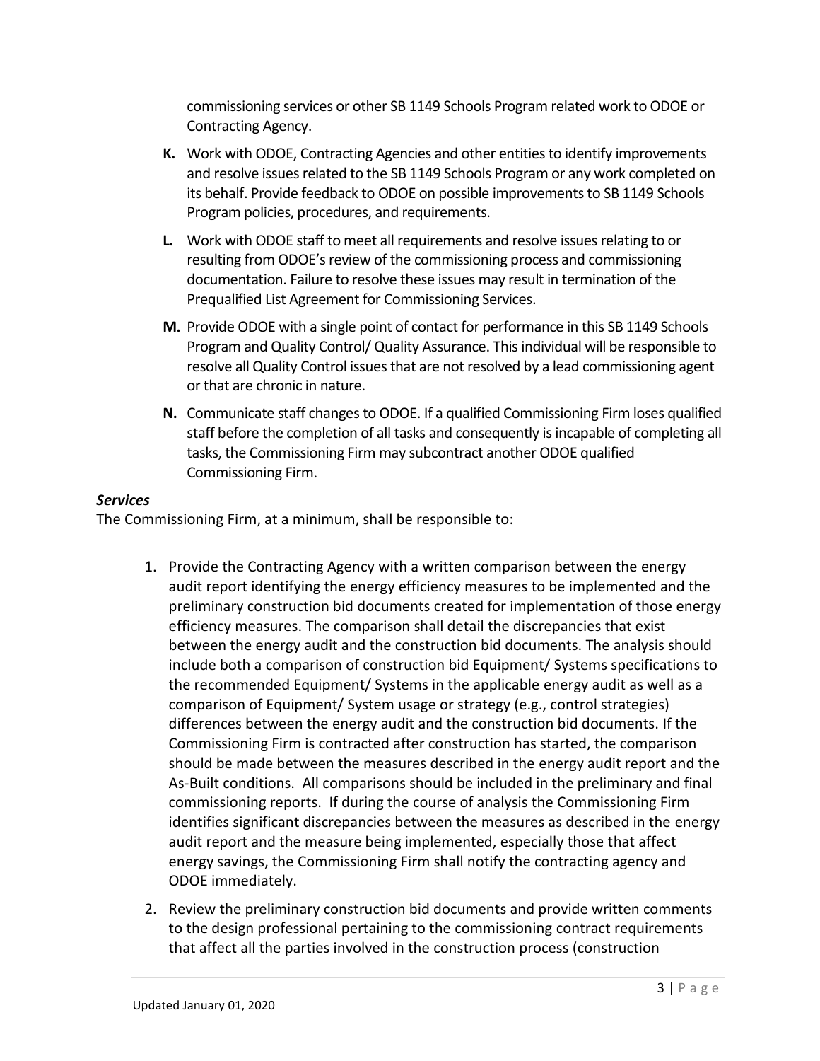commissioning services or other SB 1149 Schools Program related work to ODOE or Contracting Agency.

**K.** Work with ODOE, Contracting Agencies and other entities to identify improvements and resolve issues related to the SB 1149 Schools Program or any work completed on its behalf. Provide feedback to ODOE on possible improvements to SB 1149 Schools Program policies, procedures, and requirements.

**L.** Work with ODOE staff to meet all requirements and resolve issues relating to or resulting from ODOE's review of the commissioning process and commissioning documentation. Failure to resolve these issues may result in termination of the Prequalified List Agreement for Commissioning Services.

**M.** Provide ODOE with a single point of contact for performance in this SB 1149 Schools Program and Quality Control/ Quality Assurance. This individual will be responsible to resolve all Quality Control issues that are not resolved by a lead commissioning agent or that are chronic in nature.

**N.** Communicate staff changes to ODOE. If a qualified Commissioning Firm loses qualified staff before the completion of all tasks and consequently is incapable of completing all tasks, the Commissioning Firm may subcontract another ODOE qualified Commissioning Firm.

***Services***

The Commissioning Firm, at a minimum, shall be responsible to:

1. Provide the Contracting Agency with a written comparison between the energy audit report identifying the energy efficiency measures to be implemented and the preliminary construction bid documents created for implementation of those energy efficiency measures. The comparison shall detail the discrepancies that exist between the energy audit and the construction bid documents. The analysis should include both a comparison of construction bid Equipment/ Systems specifications to the recommended Equipment/ Systems in the applicable energy audit as well as a comparison of Equipment/ System usage or strategy (e.g., control strategies) differences between the energy audit and the construction bid documents. If the Commissioning Firm is contracted after construction has started, the comparison should be made between the measures described in the energy audit report and the As-Built conditions. All comparisons should be included in the preliminary and final commissioning reports. If during the course of analysis the Commissioning Firm identifies significant discrepancies between the measures as described in the energy audit report and the measure being implemented, especially those that affect energy savings, the Commissioning Firm shall notify the contracting agency and ODOE immediately.
2. Review the preliminary construction bid documents and provide written comments to the design professional pertaining to the commissioning contract requirements that affect all the parties involved in the construction process (construction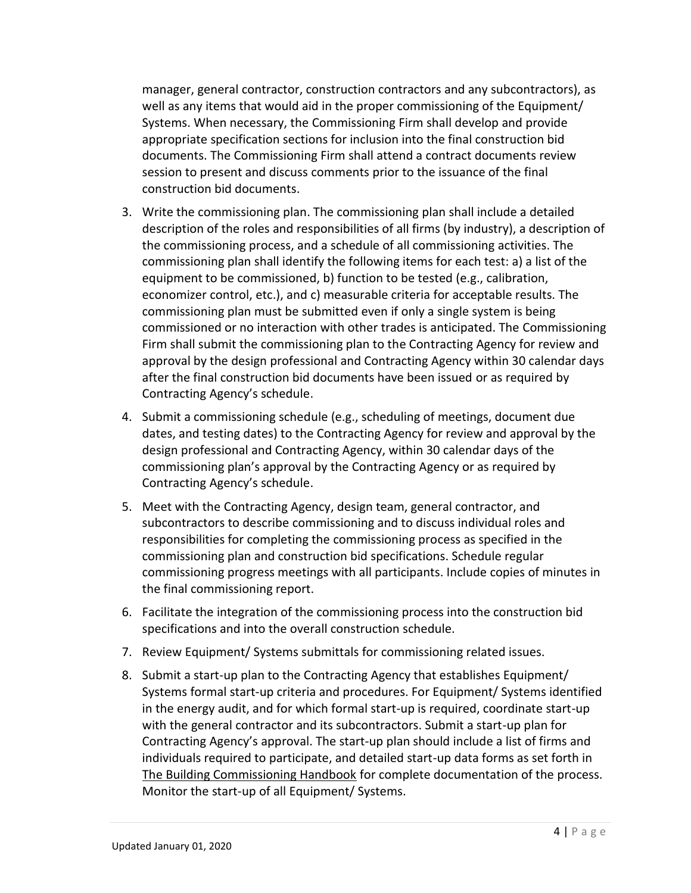manager, general contractor, construction contractors and any subcontractors), as well as any items that would aid in the proper commissioning of the Equipment/ Systems. When necessary, the Commissioning Firm shall develop and provide appropriate specification sections for inclusion into the final construction bid documents. The Commissioning Firm shall attend a contract documents review session to present and discuss comments prior to the issuance of the final construction bid documents.

3. Write the commissioning plan. The commissioning plan shall include a detailed description of the roles and responsibilities of all firms (by industry), a description of the commissioning process, and a schedule of all commissioning activities. The commissioning plan shall identify the following items for each test: a) a list of the equipment to be commissioned, b) function to be tested (e.g., calibration, economizer control, etc.), and c) measurable criteria for acceptable results. The commissioning plan must be submitted even if only a single system is being commissioned or no interaction with other trades is anticipated. The Commissioning Firm shall submit the commissioning plan to the Contracting Agency for review and approval by the design professional and Contracting Agency within 30 calendar days after the final construction bid documents have been issued or as required by Contracting Agency's schedule.
4. Submit a commissioning schedule (e.g., scheduling of meetings, document due dates, and testing dates) to the Contracting Agency for review and approval by the design professional and Contracting Agency, within 30 calendar days of the commissioning plan's approval by the Contracting Agency or as required by Contracting Agency's schedule.
5. Meet with the Contracting Agency, design team, general contractor, and subcontractors to describe commissioning and to discuss individual roles and responsibilities for completing the commissioning process as specified in the commissioning plan and construction bid specifications. Schedule regular commissioning progress meetings with all participants. Include copies of minutes in the final commissioning report.
6. Facilitate the integration of the commissioning process into the construction bid specifications and into the overall construction schedule.
7. Review Equipment/ Systems submittals for commissioning related issues.
8. Submit a start-up plan to the Contracting Agency that establishes Equipment/ Systems formal start-up criteria and procedures. For Equipment/ Systems identified in the energy audit, and for which formal start-up is required, coordinate start-up with the general contractor and its subcontractors. Submit a start-up plan for Contracting Agency's approval. The start-up plan should include a list of firms and individuals required to participate, and detailed start-up data forms as set forth in The Building Commissioning Handbook for complete documentation of the process. Monitor the start-up of all Equipment/ Systems.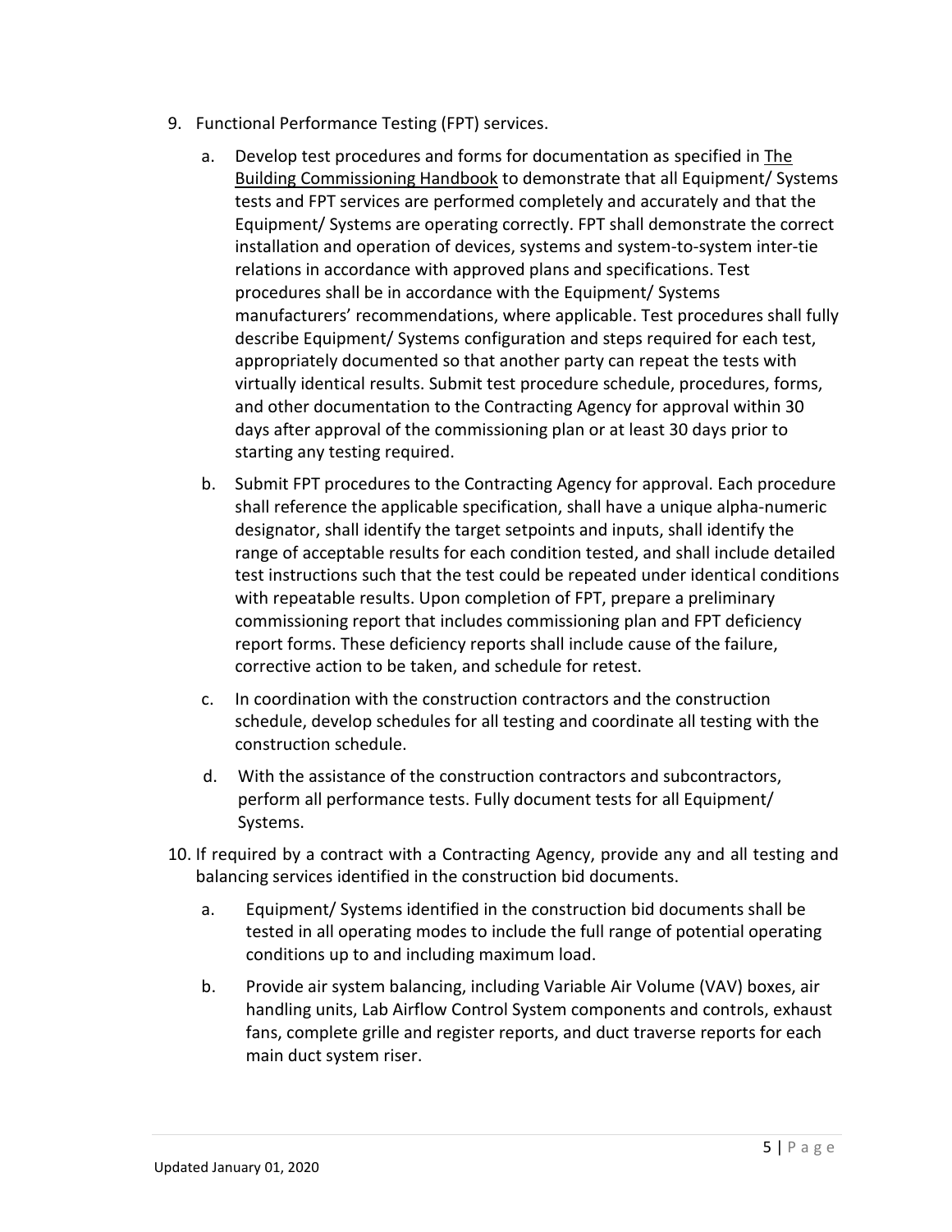9. Functional Performance Testing (FPT) services.

    a. Develop test procedures and forms for documentation as specified in <u>The Building Commissioning Handbook</u> to demonstrate that all Equipment/ Systems tests and FPT services are performed completely and accurately and that the Equipment/ Systems are operating correctly. FPT shall demonstrate the correct installation and operation of devices, systems and system-to-system inter-tie relations in accordance with approved plans and specifications. Test procedures shall be in accordance with the Equipment/ Systems manufacturers' recommendations, where applicable. Test procedures shall fully describe Equipment/ Systems configuration and steps required for each test, appropriately documented so that another party can repeat the tests with virtually identical results. Submit test procedure schedule, procedures, forms, and other documentation to the Contracting Agency for approval within 30 days after approval of the commissioning plan or at least 30 days prior to starting any testing required.

    b. Submit FPT procedures to the Contracting Agency for approval. Each procedure shall reference the applicable specification, shall have a unique alpha-numeric designator, shall identify the target setpoints and inputs, shall identify the range of acceptable results for each condition tested, and shall include detailed test instructions such that the test could be repeated under identical conditions with repeatable results. Upon completion of FPT, prepare a preliminary commissioning report that includes commissioning plan and FPT deficiency report forms. These deficiency reports shall include cause of the failure, corrective action to be taken, and schedule for retest.

    c. In coordination with the construction contractors and the construction schedule, develop schedules for all testing and coordinate all testing with the construction schedule.

    d. With the assistance of the construction contractors and subcontractors, perform all performance tests. Fully document tests for all Equipment/ Systems.

10. If required by a contract with a Contracting Agency, provide any and all testing and balancing services identified in the construction bid documents.

    a. Equipment/ Systems identified in the construction bid documents shall be tested in all operating modes to include the full range of potential operating conditions up to and including maximum load.

    b. Provide air system balancing, including Variable Air Volume (VAV) boxes, air handling units, Lab Airflow Control System components and controls, exhaust fans, complete grille and register reports, and duct traverse reports for each main duct system riser.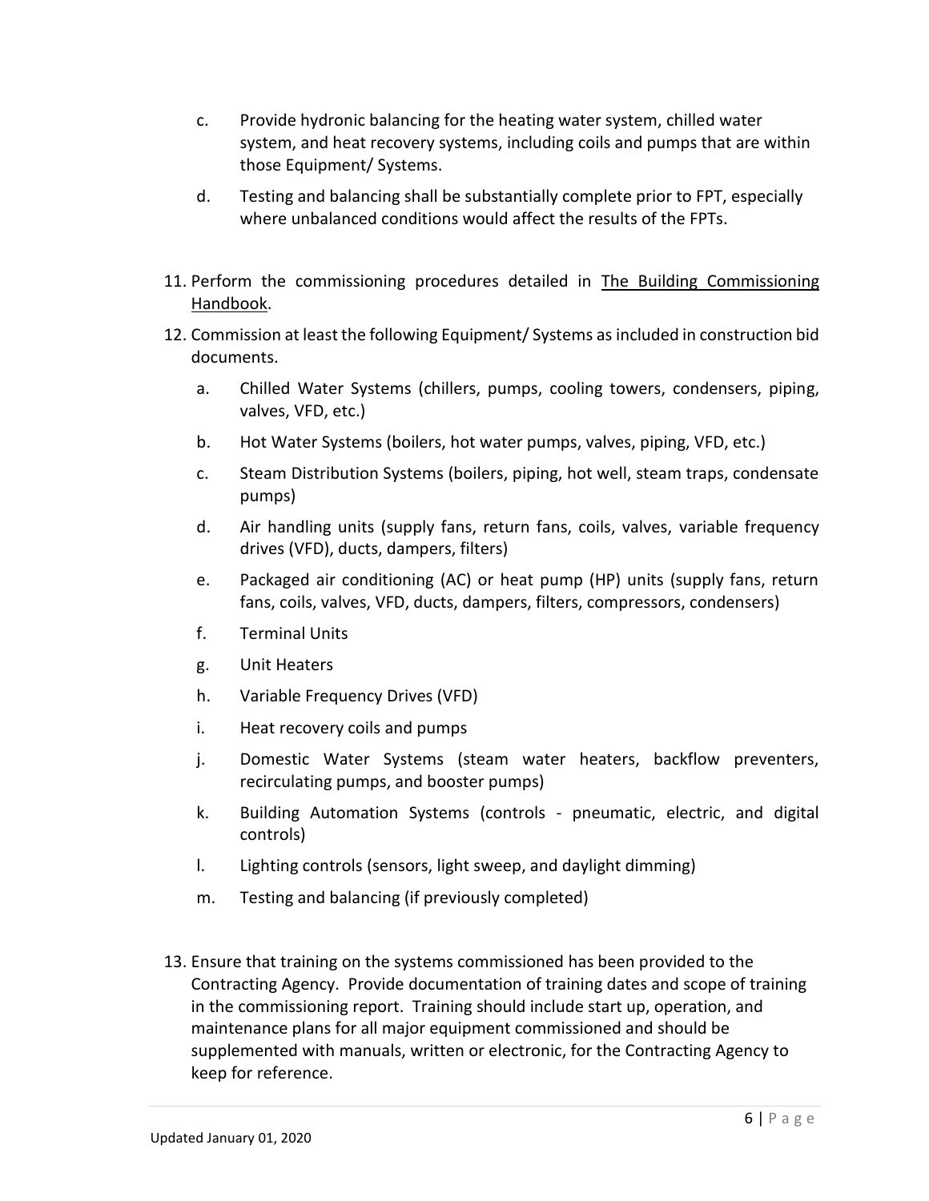c. Provide hydronic balancing for the heating water system, chilled water system, and heat recovery systems, including coils and pumps that are within those Equipment/ Systems.

d. Testing and balancing shall be substantially complete prior to FPT, especially where unbalanced conditions would affect the results of the FPTs.

11. Perform the commissioning procedures detailed in The Building Commissioning Handbook.

12. Commission at least the following Equipment/ Systems as included in construction bid documents.

    a. Chilled Water Systems (chillers, pumps, cooling towers, condensers, piping, valves, VFD, etc.)

    b. Hot Water Systems (boilers, hot water pumps, valves, piping, VFD, etc.)

    c. Steam Distribution Systems (boilers, piping, hot well, steam traps, condensate pumps)

    d. Air handling units (supply fans, return fans, coils, valves, variable frequency drives (VFD), ducts, dampers, filters)

    e. Packaged air conditioning (AC) or heat pump (HP) units (supply fans, return fans, coils, valves, VFD, ducts, dampers, filters, compressors, condensers)

    f. Terminal Units

    g. Unit Heaters

    h. Variable Frequency Drives (VFD)

    i. Heat recovery coils and pumps

    j. Domestic Water Systems (steam water heaters, backflow preventers, recirculating pumps, and booster pumps)

    k. Building Automation Systems (controls - pneumatic, electric, and digital controls)

    l. Lighting controls (sensors, light sweep, and daylight dimming)

    m. Testing and balancing (if previously completed)

13. Ensure that training on the systems commissioned has been provided to the Contracting Agency. Provide documentation of training dates and scope of training in the commissioning report. Training should include start up, operation, and maintenance plans for all major equipment commissioned and should be supplemented with manuals, written or electronic, for the Contracting Agency to keep for reference.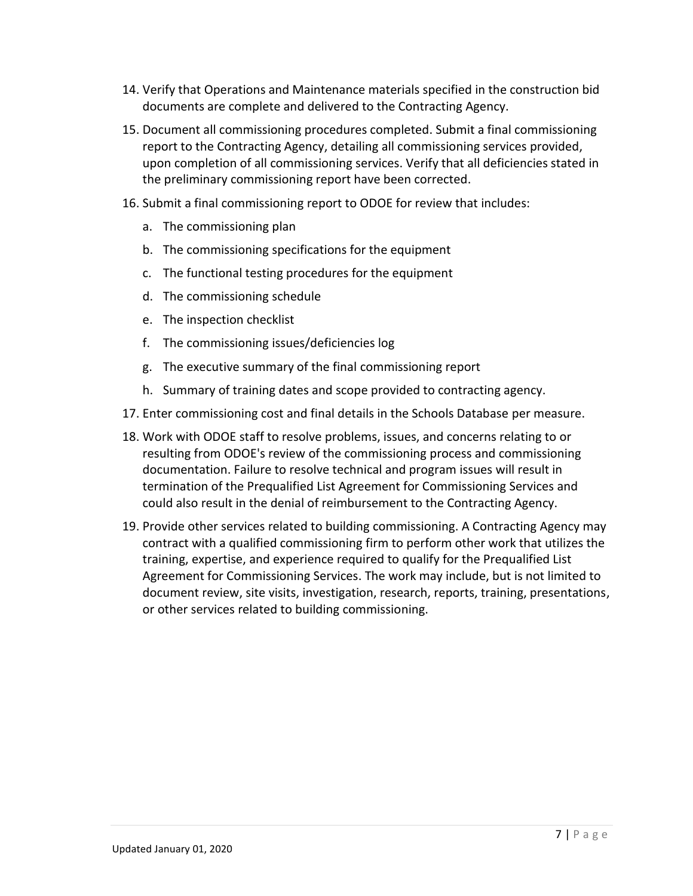14. Verify that Operations and Maintenance materials specified in the construction bid documents are complete and delivered to the Contracting Agency.
15. Document all commissioning procedures completed. Submit a final commissioning report to the Contracting Agency, detailing all commissioning services provided, upon completion of all commissioning services. Verify that all deficiencies stated in the preliminary commissioning report have been corrected.
16. Submit a final commissioning report to ODOE for review that includes:
    a. The commissioning plan
    b. The commissioning specifications for the equipment
    c. The functional testing procedures for the equipment
    d. The commissioning schedule
    e. The inspection checklist
    f. The commissioning issues/deficiencies log
    g. The executive summary of the final commissioning report
    h. Summary of training dates and scope provided to contracting agency.
17. Enter commissioning cost and final details in the Schools Database per measure.
18. Work with ODOE staff to resolve problems, issues, and concerns relating to or resulting from ODOE's review of the commissioning process and commissioning documentation. Failure to resolve technical and program issues will result in termination of the Prequalified List Agreement for Commissioning Services and could also result in the denial of reimbursement to the Contracting Agency.
19. Provide other services related to building commissioning. A Contracting Agency may contract with a qualified commissioning firm to perform other work that utilizes the training, expertise, and experience required to qualify for the Prequalified List Agreement for Commissioning Services. The work may include, but is not limited to document review, site visits, investigation, research, reports, training, presentations, or other services related to building commissioning.